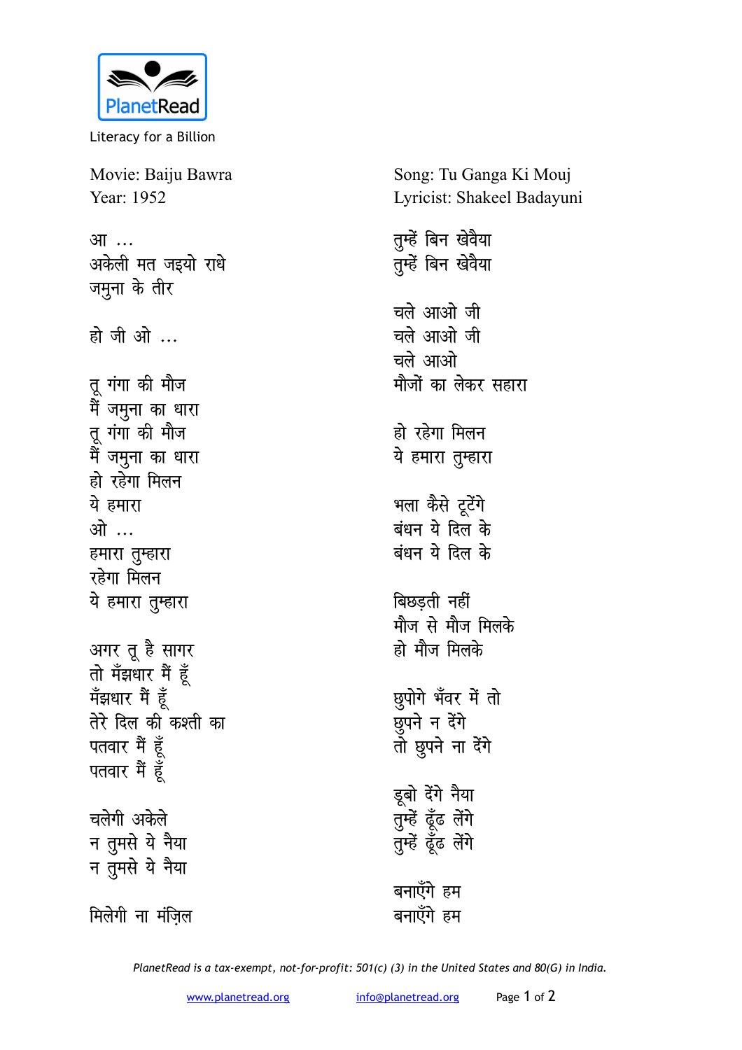PlanetRead

Literacy for a Billion

Movie: Baiju Bawra
Year: 1952

Song: Tu Ganga Ki Mouj
Lyricist: Shakeel Badayuni

आ …
अकेली मत जइयो राधे
जमुना के तीर

हो जी ओ …

तू गंगा की मौज
मैं जमुना का धारा
तू गंगा की मौज
मैं जमुना का धारा
हो रहेगा मिलन
ये हमारा
ओ …
हमारा तुम्हारा
रहेगा मिलन
ये हमारा तुम्हारा

अगर तू है सागर
तो मँझधार मैं हूँ
मँझधार मैं हूँ
तेरे दिल की कश्ती का
पतवार मैं हूँ
पतवार मैं हूँ

चलेगी अकेले
न तुमसे ये नैया
न तुमसे ये नैया

मिलेगी ना मंज़िल

तुम्हें बिन खेवैया
तुम्हें बिन खेवैया

चले आओ जी
चले आओ जी
चले आओ
मौजों का लेकर सहारा

हो रहेगा मिलन
ये हमारा तुम्हारा

भला कैसे टूटेंगे
बंधन ये दिल के
बंधन ये दिल के

बिछड़ती नहीं
मौज से मौज मिलके
हो मौज मिलके

छुपोगे भँवर में तो
छुपने न देंगे
तो छुपने ना देंगे

डूबो देंगे नैया
तुम्हें ढूँढ लेंगे
तुम्हें ढूँढ लेंगे

बनाएँगे हम
बनाएँगे हम

*PlanetRead is a tax-exempt, not-for-profit: 501(c) (3) in the United States and 80(G) in India.*

www.planetread.org info@planetread.org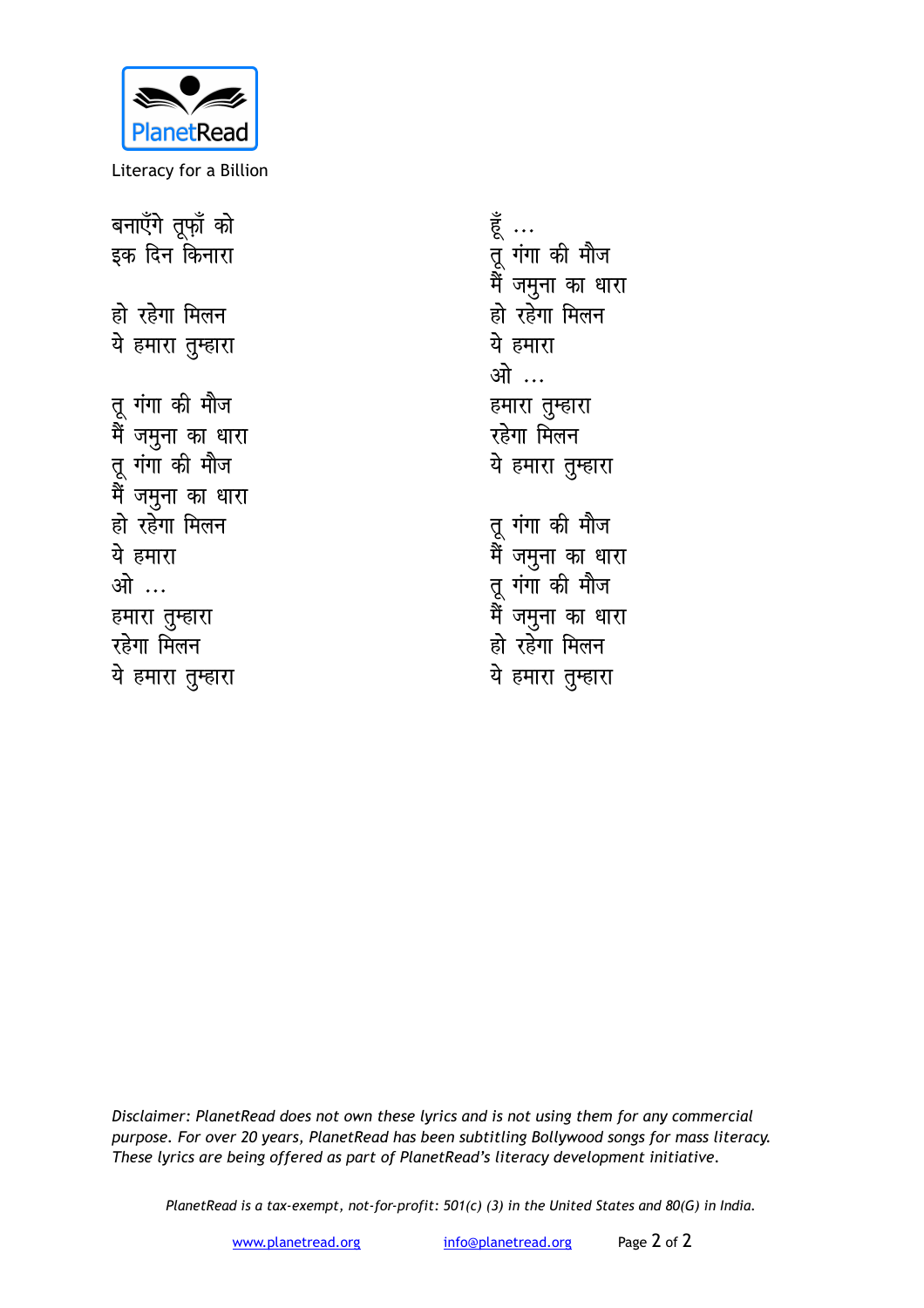बनाएँगे तूफ़ाँ को
इक दिन किनारा

हो रहेगा मिलन
ये हमारा तुम्हारा

तू गंगा की मौज
मैं जमुना का धारा
तू गंगा की मौज
मैं जमुना का धारा
हो रहेगा मिलन
ये हमारा
ओ ...
हमारा तुम्हारा
रहेगा मिलन
ये हमारा तुम्हारा

हूँ ...
तू गंगा की मौज
मैं जमुना का धारा
हो रहेगा मिलन
ये हमारा
ओ ...
हमारा तुम्हारा
रहेगा मिलन
ये हमारा तुम्हारा

तू गंगा की मौज
मैं जमुना का धारा
तू गंगा की मौज
मैं जमुना का धारा
हो रहेगा मिलन
ये हमारा तुम्हारा

*Disclaimer: PlanetRead does not own these lyrics and is not using them for any commercial purpose. For over 20 years, PlanetRead has been subtitling Bollywood songs for mass literacy. These lyrics are being offered as part of PlanetRead's literacy development initiative.*

*PlanetRead is a tax-exempt, not-for-profit: 501(c) (3) in the United States and 80(G) in India.*

www.planetread.org info@planetread.org